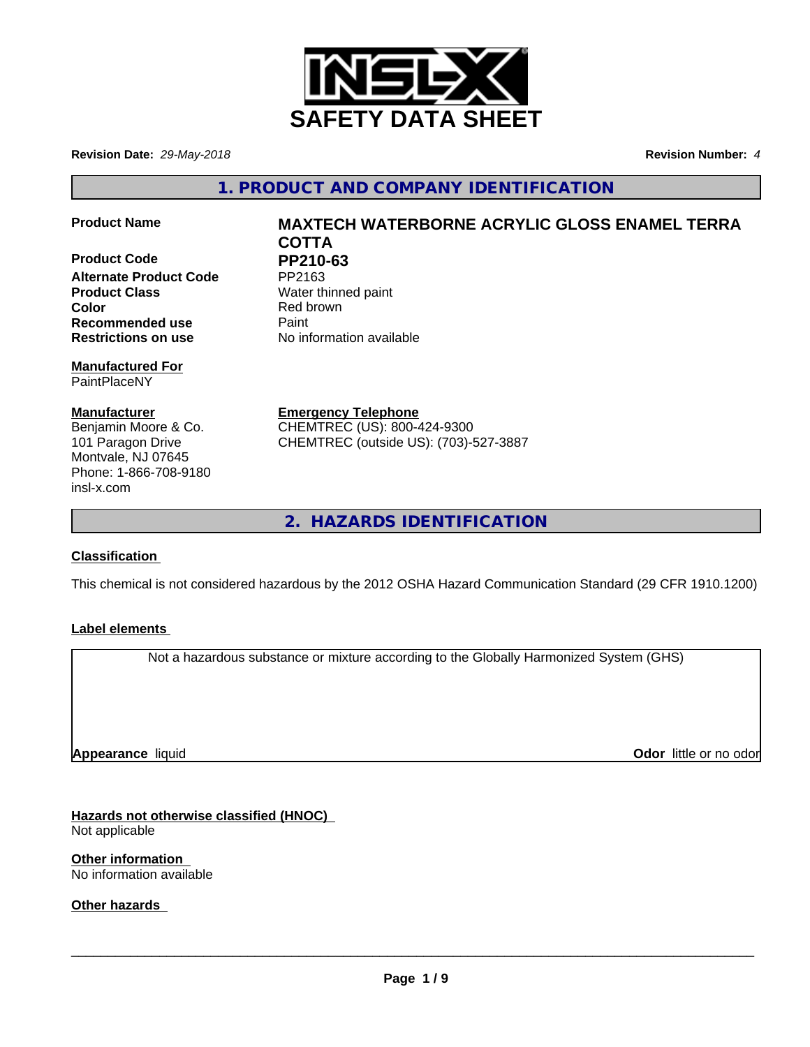# SAFETY DATA SHEET

**Revision Date:** *29-May-2018*

**Revision Number:** *4*

## 1. PRODUCT AND COMPANY IDENTIFICATION

| | |
|---|---|
| **Product Name** | **MAXTECH WATERBORNE ACRYLIC GLOSS ENAMEL TERRA COTTA** |
| **Product Code** | **PP210-63** |
| **Alternate Product Code** | PP2163 |
| **Product Class** | Water thinned paint |
| **Color** | Red brown |
| **Recommended use** | Paint |
| **Restrictions on use** | No information available |

**Manufactured For**
PaintPlaceNY

**Manufacturer**
Benjamin Moore & Co.
101 Paragon Drive
Montvale, NJ 07645
Phone: 1-866-708-9180
insl-x.com

**Emergency Telephone**
CHEMTREC (US): 800-424-9300
CHEMTREC (outside US): (703)-527-3887

## 2. HAZARDS IDENTIFICATION

**Classification**

This chemical is not considered hazardous by the 2012 OSHA Hazard Communication Standard (29 CFR 1910.1200)

**Label elements**

Not a hazardous substance or mixture according to the Globally Harmonized System (GHS)

**Appearance** liquid

**Odor** little or no odor

**Hazards not otherwise classified (HNOC)**
Not applicable

**Other information**
No information available

**Other hazards**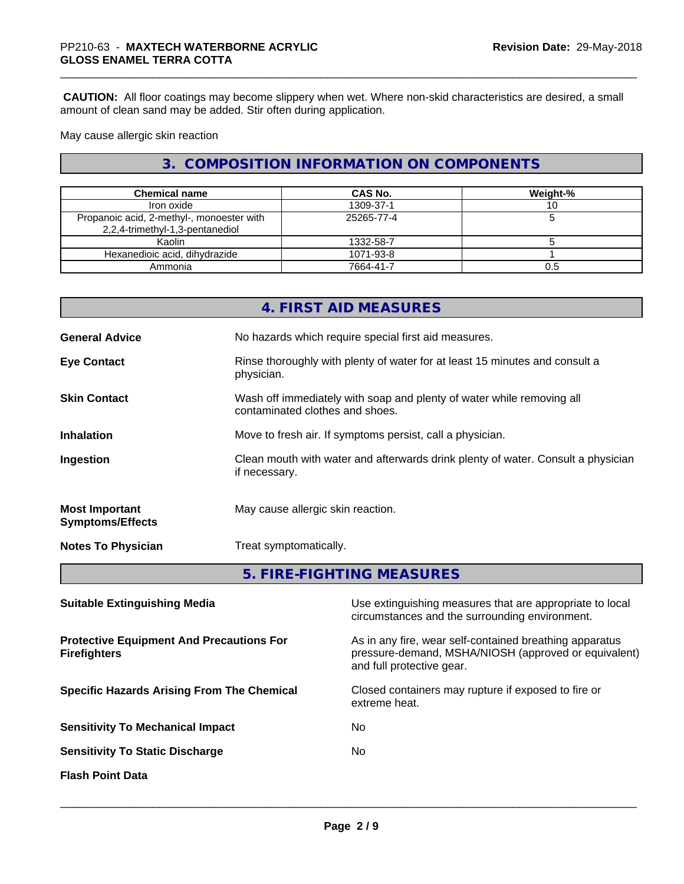**CAUTION:** All floor coatings may become slippery when wet. Where non-skid characteristics are desired, a small amount of clean sand may be added. Stir often during application.

May cause allergic skin reaction

## 3. COMPOSITION INFORMATION ON COMPONENTS

| Chemical name | CAS No. | Weight-% |
| --- | --- | --- |
| Iron oxide | 1309-37-1 | 10 |
| Propanoic acid, 2-methyl-, monoester with 2,2,4-trimethyl-1,3-pentanediol | 25265-77-4 | 5 |
| Kaolin | 1332-58-7 | 5 |
| Hexanedioic acid, dihydrazide | 1071-93-8 | 1 |
| Ammonia | 7664-41-7 | 0.5 |

## 4. FIRST AID MEASURES

**General Advice**
No hazards which require special first aid measures.

**Eye Contact**
Rinse thoroughly with plenty of water for at least 15 minutes and consult a physician.

**Skin Contact**
Wash off immediately with soap and plenty of water while removing all contaminated clothes and shoes.

**Inhalation**
Move to fresh air. If symptoms persist, call a physician.

**Ingestion**
Clean mouth with water and afterwards drink plenty of water. Consult a physician if necessary.

**Most Important Symptoms/Effects**
May cause allergic skin reaction.

**Notes To Physician**
Treat symptomatically.

## 5. FIRE-FIGHTING MEASURES

**Suitable Extinguishing Media**
Use extinguishing measures that are appropriate to local circumstances and the surrounding environment.

**Protective Equipment And Precautions For Firefighters**
As in any fire, wear self-contained breathing apparatus pressure-demand, MSHA/NIOSH (approved or equivalent) and full protective gear.

**Specific Hazards Arising From The Chemical**
Closed containers may rupture if exposed to fire or extreme heat.

**Sensitivity To Mechanical Impact**
No

**Sensitivity To Static Discharge**
No

**Flash Point Data**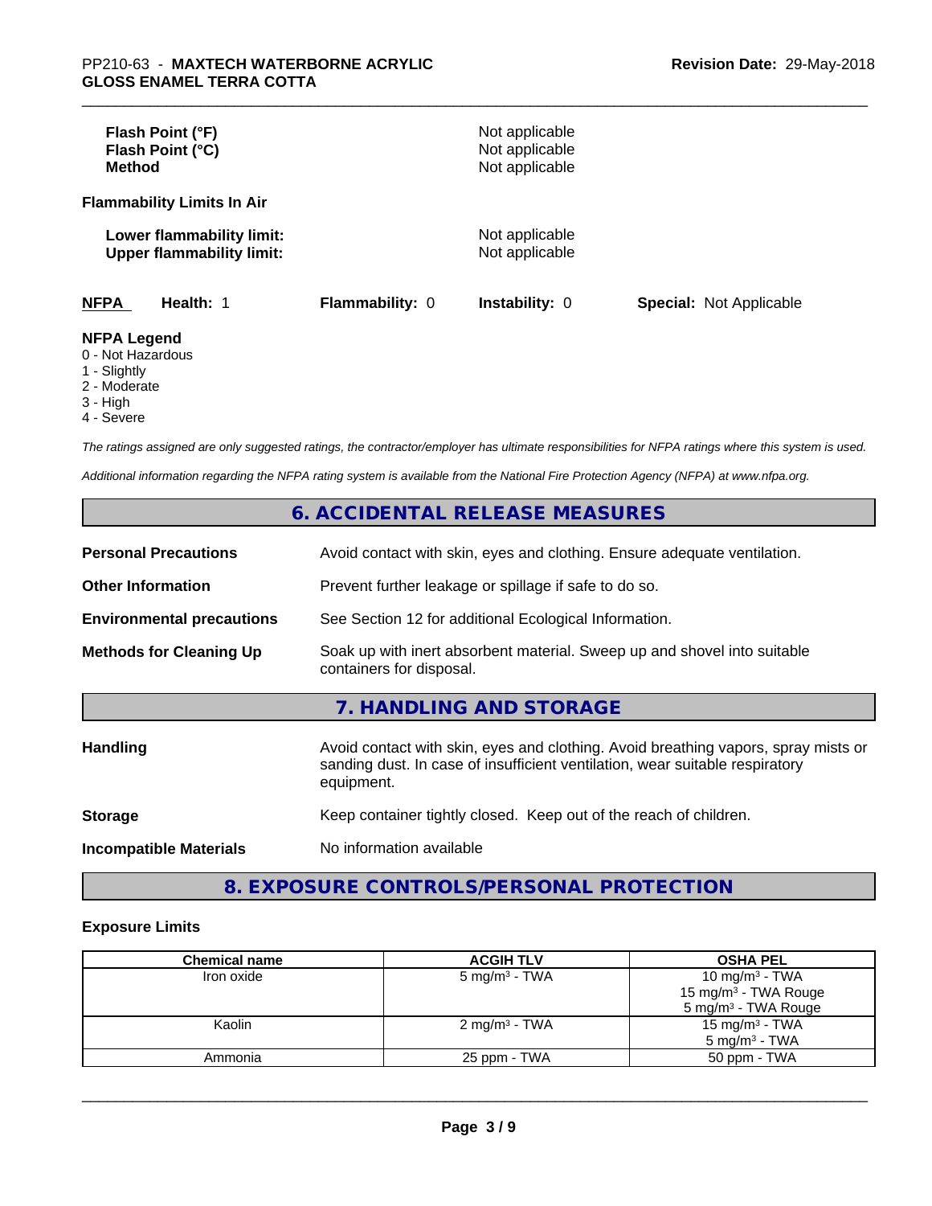| | |
|---|---|
| **Flash Point (°F)** | Not applicable |
| **Flash Point (°C)** | Not applicable |
| **Method** | Not applicable |

**Flammability Limits In Air**

| | |
|---|---|
| **Lower flammability limit:** | Not applicable |
| **Upper flammability limit:** | Not applicable |

| **NFPA** | **Health:** 1 | **Flammability:** 0 | **Instability:** 0 | **Special:** Not Applicable |
|---|---|---|---|---|

**NFPA Legend**
- 0 - Not Hazardous
- 1 - Slightly
- 2 - Moderate
- 3 - High
- 4 - Severe

*The ratings assigned are only suggested ratings, the contractor/employer has ultimate responsibilities for NFPA ratings where this system is used.*

*Additional information regarding the NFPA rating system is available from the National Fire Protection Agency (NFPA) at www.nfpa.org.*

## 6. ACCIDENTAL RELEASE MEASURES

| | |
|---|---|
| **Personal Precautions** | Avoid contact with skin, eyes and clothing. Ensure adequate ventilation. |
| **Other Information** | Prevent further leakage or spillage if safe to do so. |
| **Environmental precautions** | See Section 12 for additional Ecological Information. |
| **Methods for Cleaning Up** | Soak up with inert absorbent material. Sweep up and shovel into suitable containers for disposal. |

## 7. HANDLING AND STORAGE

| | |
|---|---|
| **Handling** | Avoid contact with skin, eyes and clothing. Avoid breathing vapors, spray mists or sanding dust. In case of insufficient ventilation, wear suitable respiratory equipment. |
| **Storage** | Keep container tightly closed. Keep out of the reach of children. |
| **Incompatible Materials** | No information available |

## 8. EXPOSURE CONTROLS/PERSONAL PROTECTION

**Exposure Limits**

| Chemical name | ACGIH TLV | OSHA PEL |
|---|---|---|
| Iron oxide | 5 mg/m³ - TWA | 10 mg/m³ - TWA<br>15 mg/m³ - TWA Rouge<br>5 mg/m³ - TWA Rouge |
| Kaolin | 2 mg/m³ - TWA | 15 mg/m³ - TWA<br>5 mg/m³ - TWA |
| Ammonia | 25 ppm - TWA | 50 ppm - TWA |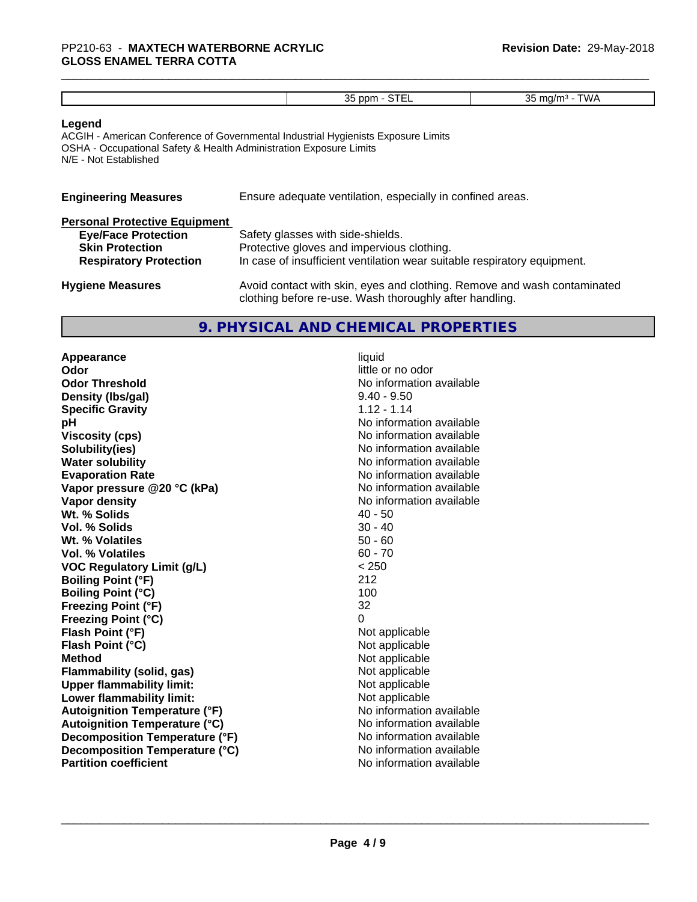| | 35 ppm - STEL | 35 mg/m³ - TWA |
|---|---|---|

**Legend**

ACGIH - American Conference of Governmental Industrial Hygienists Exposure Limits
OSHA - Occupational Safety & Health Administration Exposure Limits
N/E - Not Established

**Engineering Measures** Ensure adequate ventilation, especially in confined areas.

**Personal Protective Equipment**

**Eye/Face Protection** Safety glasses with side-shields.
**Skin Protection** Protective gloves and impervious clothing.
**Respiratory Protection** In case of insufficient ventilation wear suitable respiratory equipment.

**Hygiene Measures** Avoid contact with skin, eyes and clothing. Remove and wash contaminated clothing before re-use. Wash thoroughly after handling.

## 9. PHYSICAL AND CHEMICAL PROPERTIES

| | |
|---|---|
| **Appearance** | liquid |
| **Odor** | little or no odor |
| **Odor Threshold** | No information available |
| **Density (lbs/gal)** | 9.40 - 9.50 |
| **Specific Gravity** | 1.12 - 1.14 |
| **pH** | No information available |
| **Viscosity (cps)** | No information available |
| **Solubility(ies)** | No information available |
| **Water solubility** | No information available |
| **Evaporation Rate** | No information available |
| **Vapor pressure @20 °C (kPa)** | No information available |
| **Vapor density** | No information available |
| **Wt. % Solids** | 40 - 50 |
| **Vol. % Solids** | 30 - 40 |
| **Wt. % Volatiles** | 50 - 60 |
| **Vol. % Volatiles** | 60 - 70 |
| **VOC Regulatory Limit (g/L)** | < 250 |
| **Boiling Point (°F)** | 212 |
| **Boiling Point (°C)** | 100 |
| **Freezing Point (°F)** | 32 |
| **Freezing Point (°C)** | 0 |
| **Flash Point (°F)** | Not applicable |
| **Flash Point (°C)** | Not applicable |
| **Method** | Not applicable |
| **Flammability (solid, gas)** | Not applicable |
| **Upper flammability limit:** | Not applicable |
| **Lower flammability limit:** | Not applicable |
| **Autoignition Temperature (°F)** | No information available |
| **Autoignition Temperature (°C)** | No information available |
| **Decomposition Temperature (°F)** | No information available |
| **Decomposition Temperature (°C)** | No information available |
| **Partition coefficient** | No information available |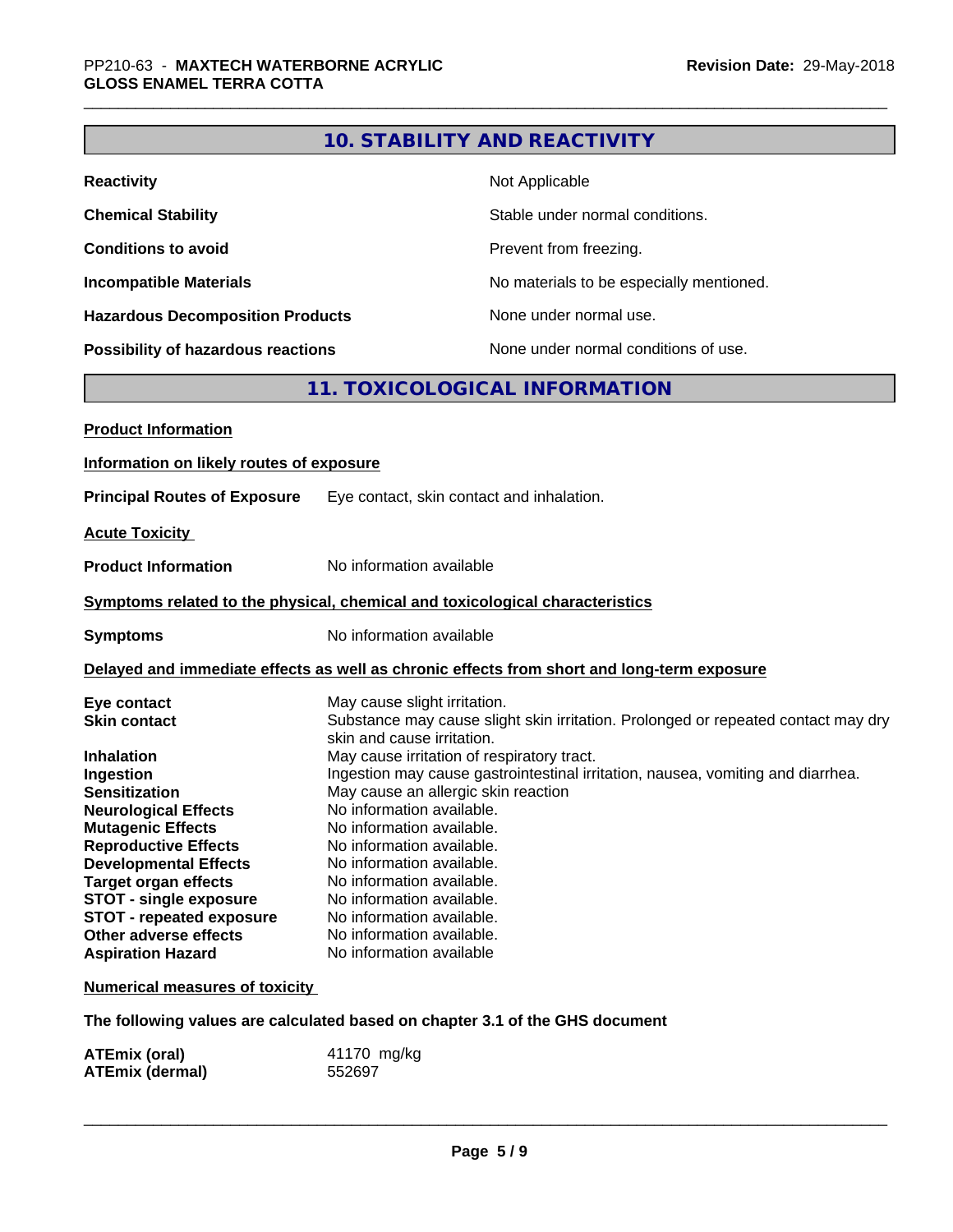## 10. STABILITY AND REACTIVITY

| | |
|---|---|
| **Reactivity** | Not Applicable |
| **Chemical Stability** | Stable under normal conditions. |
| **Conditions to avoid** | Prevent from freezing. |
| **Incompatible Materials** | No materials to be especially mentioned. |
| **Hazardous Decomposition Products** | None under normal use. |
| **Possibility of hazardous reactions** | None under normal conditions of use. |

## 11. TOXICOLOGICAL INFORMATION

**Product Information**

**Information on likely routes of exposure**

**Principal Routes of Exposure** Eye contact, skin contact and inhalation.

**Acute Toxicity**

**Product Information** No information available

**Symptoms related to the physical, chemical and toxicological characteristics**

**Symptoms** No information available

**Delayed and immediate effects as well as chronic effects from short and long-term exposure**

| | |
|---|---|
| **Eye contact** | May cause slight irritation. |
| **Skin contact** | Substance may cause slight skin irritation. Prolonged or repeated contact may dry skin and cause irritation. |
| **Inhalation** | May cause irritation of respiratory tract. |
| **Ingestion** | Ingestion may cause gastrointestinal irritation, nausea, vomiting and diarrhea. |
| **Sensitization** | May cause an allergic skin reaction |
| **Neurological Effects** | No information available. |
| **Mutagenic Effects** | No information available. |
| **Reproductive Effects** | No information available. |
| **Developmental Effects** | No information available. |
| **Target organ effects** | No information available. |
| **STOT - single exposure** | No information available. |
| **STOT - repeated exposure** | No information available. |
| **Other adverse effects** | No information available. |
| **Aspiration Hazard** | No information available |

**Numerical measures of toxicity**

**The following values are calculated based on chapter 3.1 of the GHS document**

| | |
|---|---|
| **ATEmix (oral)** | 41170 mg/kg |
| **ATEmix (dermal)** | 552697 |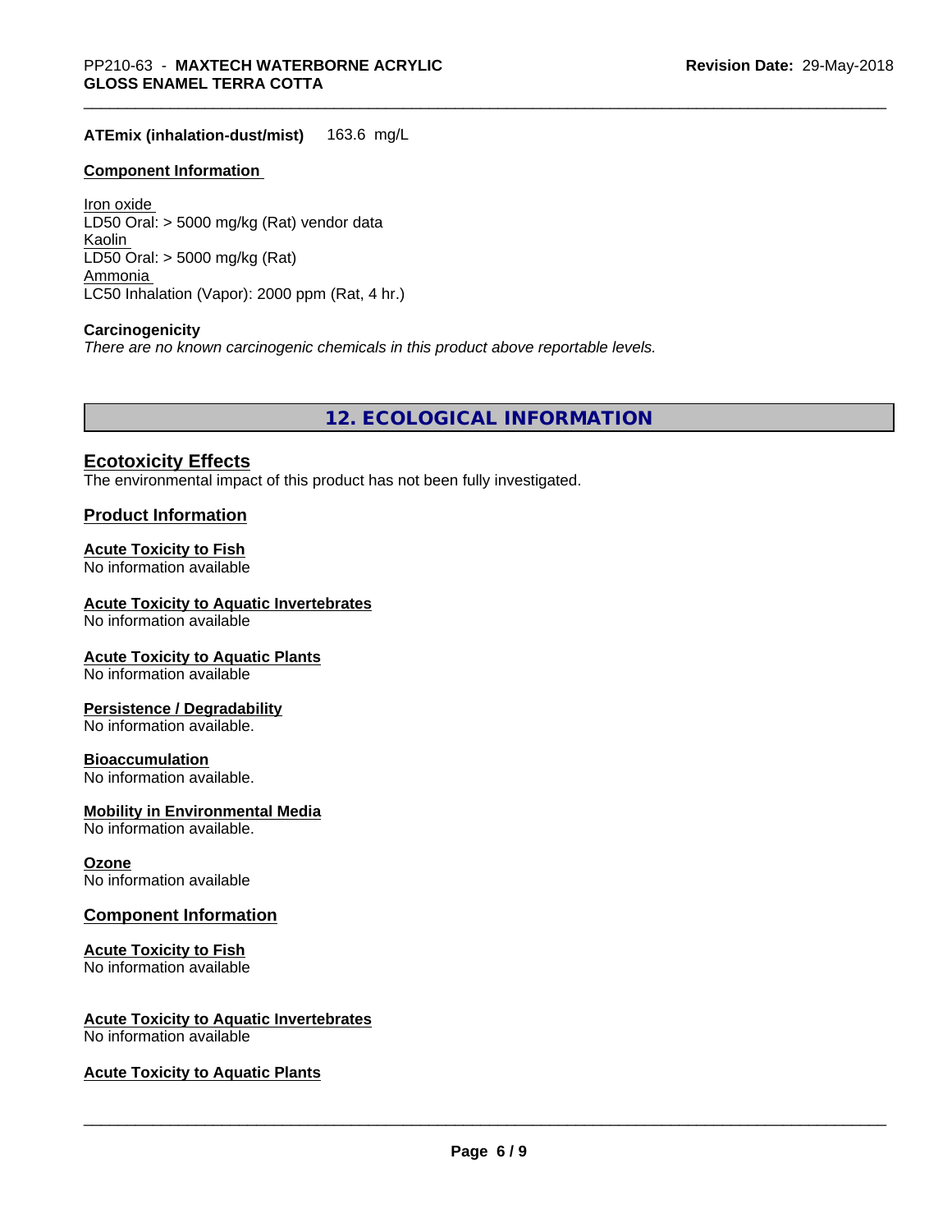**ATEmix (inhalation-dust/mist)** 163.6 mg/L

**Component Information**

Iron oxide
LD50 Oral: > 5000 mg/kg (Rat) vendor data
Kaolin
LD50 Oral: > 5000 mg/kg (Rat)
Ammonia
LC50 Inhalation (Vapor): 2000 ppm (Rat, 4 hr.)

**Carcinogenicity**
*There are no known carcinogenic chemicals in this product above reportable levels.*

## 12. ECOLOGICAL INFORMATION

### Ecotoxicity Effects
The environmental impact of this product has not been fully investigated.

### Product Information

**Acute Toxicity to Fish**
No information available

**Acute Toxicity to Aquatic Invertebrates**
No information available

**Acute Toxicity to Aquatic Plants**
No information available

**Persistence / Degradability**
No information available.

**Bioaccumulation**
No information available.

**Mobility in Environmental Media**
No information available.

**Ozone**
No information available

### Component Information

**Acute Toxicity to Fish**
No information available

**Acute Toxicity to Aquatic Invertebrates**
No information available

**Acute Toxicity to Aquatic Plants**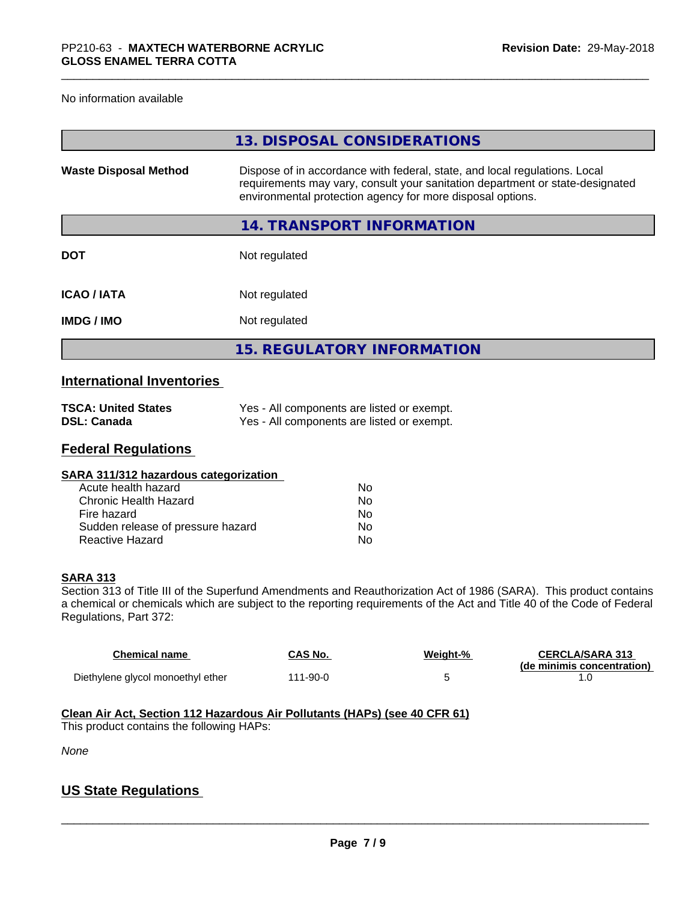No information available

## 13. DISPOSAL CONSIDERATIONS

| | |
|---|---|
| **Waste Disposal Method** | Dispose of in accordance with federal, state, and local regulations. Local requirements may vary, consult your sanitation department or state-designated environmental protection agency for more disposal options. |

## 14. TRANSPORT INFORMATION

| | |
|---|---|
| **DOT** | Not regulated |
| **ICAO / IATA** | Not regulated |
| **IMDG / IMO** | Not regulated |

## 15. REGULATORY INFORMATION

### International Inventories

| | |
|---|---|
| **TSCA: United States** | Yes - All components are listed or exempt. |
| **DSL: Canada** | Yes - All components are listed or exempt. |

### Federal Regulations

**SARA 311/312 hazardous categorization**

| | |
|---|---|
| Acute health hazard | No |
| Chronic Health Hazard | No |
| Fire hazard | No |
| Sudden release of pressure hazard | No |
| Reactive Hazard | No |

**SARA 313**

Section 313 of Title III of the Superfund Amendments and Reauthorization Act of 1986 (SARA). This product contains a chemical or chemicals which are subject to the reporting requirements of the Act and Title 40 of the Code of Federal Regulations, Part 372:

| Chemical name | CAS No. | Weight-% | CERCLA/SARA 313 (de minimis concentration) |
|---|---|---|---|
| Diethylene glycol monoethyl ether | 111-90-0 | 5 | 1.0 |

**Clean Air Act, Section 112 Hazardous Air Pollutants (HAPs) (see 40 CFR 61)**

This product contains the following HAPs:

*None*

### US State Regulations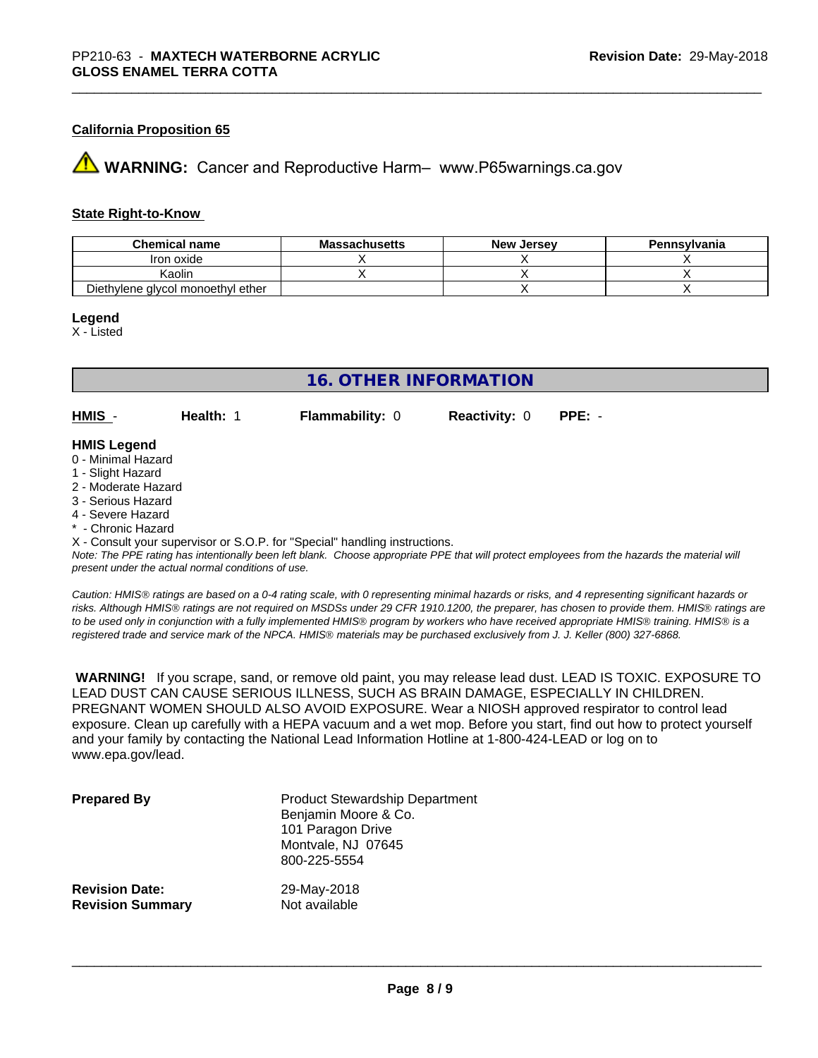### California Proposition 65

⚠ **WARNING:** Cancer and Reproductive Harm– www.P65warnings.ca.gov

### State Right-to-Know

| Chemical name | Massachusetts | New Jersey | Pennsylvania |
|---|---|---|---|
| Iron oxide | X | X | X |
| Kaolin | X | X | X |
| Diethylene glycol monoethyl ether | | X | X |

**Legend**
X - Listed

## 16. OTHER INFORMATION

**HMIS** - **Health:** 1 **Flammability:** 0 **Reactivity:** 0 **PPE:** -

**HMIS Legend**
0 - Minimal Hazard
1 - Slight Hazard
2 - Moderate Hazard
3 - Serious Hazard
4 - Severe Hazard
* - Chronic Hazard
X - Consult your supervisor or S.O.P. for "Special" handling instructions.
*Note: The PPE rating has intentionally been left blank. Choose appropriate PPE that will protect employees from the hazards the material will present under the actual normal conditions of use.*

*Caution: HMIS® ratings are based on a 0-4 rating scale, with 0 representing minimal hazards or risks, and 4 representing significant hazards or risks. Although HMIS® ratings are not required on MSDSs under 29 CFR 1910.1200, the preparer, has chosen to provide them. HMIS® ratings are to be used only in conjunction with a fully implemented HMIS® program by workers who have received appropriate HMIS® training. HMIS® is a registered trade and service mark of the NPCA. HMIS® materials may be purchased exclusively from J. J. Keller (800) 327-6868.*

**WARNING!** If you scrape, sand, or remove old paint, you may release lead dust. LEAD IS TOXIC. EXPOSURE TO LEAD DUST CAN CAUSE SERIOUS ILLNESS, SUCH AS BRAIN DAMAGE, ESPECIALLY IN CHILDREN. PREGNANT WOMEN SHOULD ALSO AVOID EXPOSURE. Wear a NIOSH approved respirator to control lead exposure. Clean up carefully with a HEPA vacuum and a wet mop. Before you start, find out how to protect yourself and your family by contacting the National Lead Information Hotline at 1-800-424-LEAD or log on to www.epa.gov/lead.

**Prepared By**
Product Stewardship Department
Benjamin Moore & Co.
101 Paragon Drive
Montvale, NJ 07645
800-225-5554

**Revision Date:** 29-May-2018
**Revision Summary** Not available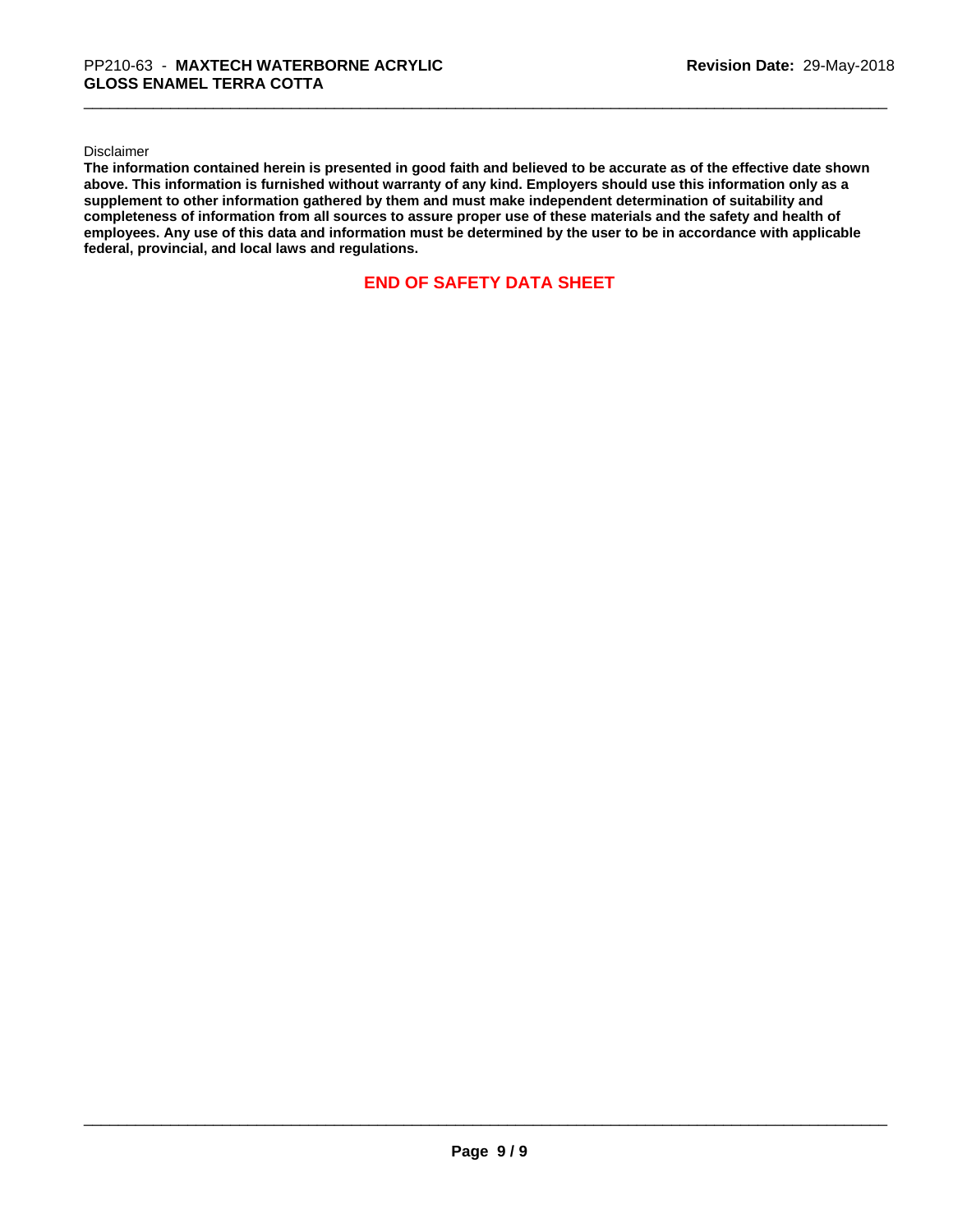Disclaimer

**The information contained herein is presented in good faith and believed to be accurate as of the effective date shown above. This information is furnished without warranty of any kind. Employers should use this information only as a supplement to other information gathered by them and must make independent determination of suitability and completeness of information from all sources to assure proper use of these materials and the safety and health of employees. Any use of this data and information must be determined by the user to be in accordance with applicable federal, provincial, and local laws and regulations.**

**END OF SAFETY DATA SHEET**